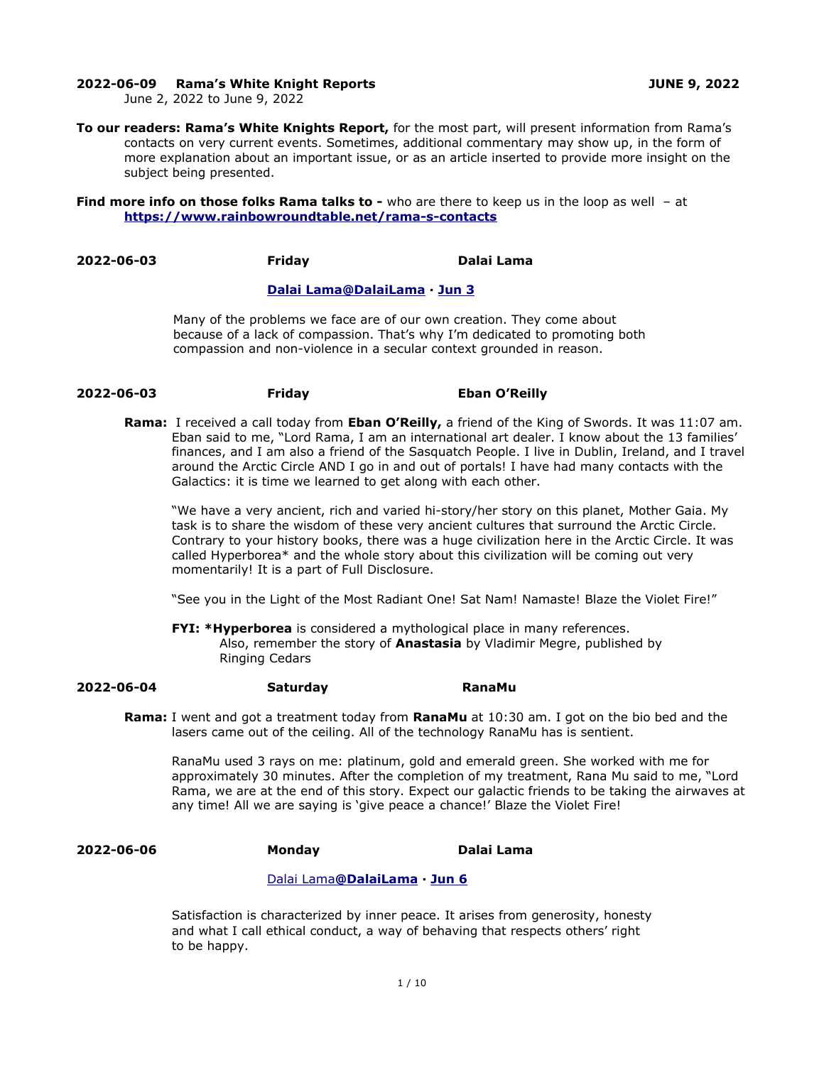**2022-06-09 Rama's White Knight Reports** **JUNE 9, 2022**
June 2, 2022 to June 9, 2022

**To our readers: Rama's White Knights Report,** for the most part, will present information from Rama's contacts on very current events. Sometimes, additional commentary may show up, in the form of more explanation about an important issue, or as an article inserted to provide more insight on the subject being presented.

**Find more info on those folks Rama talks to -** who are there to keep us in the loop as well – at **https://www.rainbowroundtable.net/rama-s-contacts**

**2022-06-03** **Friday** **Dalai Lama**

**Dalai Lama@DalaiLama · Jun 3**

Many of the problems we face are of our own creation. They come about because of a lack of compassion. That's why I'm dedicated to promoting both compassion and non-violence in a secular context grounded in reason.

**2022-06-03** **Friday** **Eban O'Reilly**

**Rama:** I received a call today from **Eban O'Reilly,** a friend of the King of Swords. It was 11:07 am. Eban said to me, "Lord Rama, I am an international art dealer. I know about the 13 families' finances, and I am also a friend of the Sasquatch People. I live in Dublin, Ireland, and I travel around the Arctic Circle AND I go in and out of portals! I have had many contacts with the Galactics: it is time we learned to get along with each other.

"We have a very ancient, rich and varied hi-story/her story on this planet, Mother Gaia. My task is to share the wisdom of these very ancient cultures that surround the Arctic Circle. Contrary to your history books, there was a huge civilization here in the Arctic Circle. It was called Hyperborea* and the whole story about this civilization will be coming out very momentarily! It is a part of Full Disclosure.

"See you in the Light of the Most Radiant One! Sat Nam! Namaste! Blaze the Violet Fire!"

**FYI: *Hyperborea** is considered a mythological place in many references.
Also, remember the story of **Anastasia** by Vladimir Megre, published by Ringing Cedars

**2022-06-04** **Saturday** **RanaMu**

**Rama:** I went and got a treatment today from **RanaMu** at 10:30 am. I got on the bio bed and the lasers came out of the ceiling. All of the technology RanaMu has is sentient.

RanaMu used 3 rays on me: platinum, gold and emerald green. She worked with me for approximately 30 minutes. After the completion of my treatment, Rana Mu said to me, "Lord Rama, we are at the end of this story. Expect our galactic friends to be taking the airwaves at any time! All we are saying is 'give peace a chance!' Blaze the Violet Fire!

**2022-06-06** **Monday** **Dalai Lama**

Dalai Lama**@DalaiLama · Jun 6**

Satisfaction is characterized by inner peace. It arises from generosity, honesty and what I call ethical conduct, a way of behaving that respects others' right to be happy.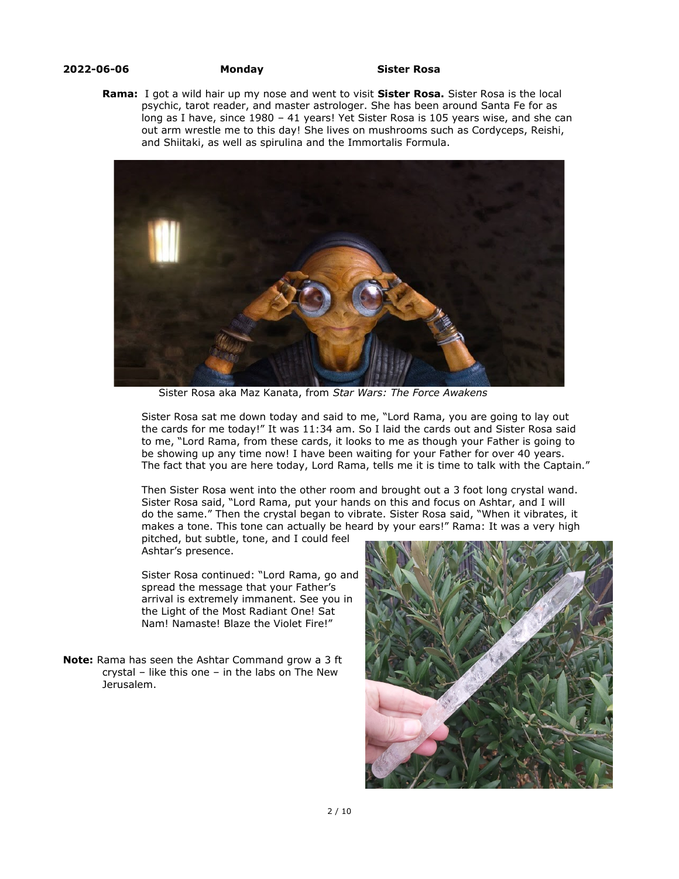**2022-06-06** **Monday** **Sister Rosa**

**Rama:** I got a wild hair up my nose and went to visit **Sister Rosa.** Sister Rosa is the local psychic, tarot reader, and master astrologer. She has been around Santa Fe for as long as I have, since 1980 – 41 years! Yet Sister Rosa is 105 years wise, and she can out arm wrestle me to this day! She lives on mushrooms such as Cordyceps, Reishi, and Shiitaki, as well as spirulina and the Immortalis Formula.

Sister Rosa aka Maz Kanata, from *Star Wars: The Force Awakens*

Sister Rosa sat me down today and said to me, "Lord Rama, you are going to lay out the cards for me today!" It was 11:34 am. So I laid the cards out and Sister Rosa said to me, "Lord Rama, from these cards, it looks to me as though your Father is going to be showing up any time now! I have been waiting for your Father for over 40 years. The fact that you are here today, Lord Rama, tells me it is time to talk with the Captain."

Then Sister Rosa went into the other room and brought out a 3 foot long crystal wand. Sister Rosa said, "Lord Rama, put your hands on this and focus on Ashtar, and I will do the same." Then the crystal began to vibrate. Sister Rosa said, "When it vibrates, it makes a tone. This tone can actually be heard by your ears!" Rama: It was a very high pitched, but subtle, tone, and I could feel Ashtar's presence.

Sister Rosa continued: "Lord Rama, go and spread the message that your Father's arrival is extremely immanent. See you in the Light of the Most Radiant One! Sat Nam! Namaste! Blaze the Violet Fire!"

**Note:** Rama has seen the Ashtar Command grow a 3 ft crystal – like this one – in the labs on The New Jerusalem.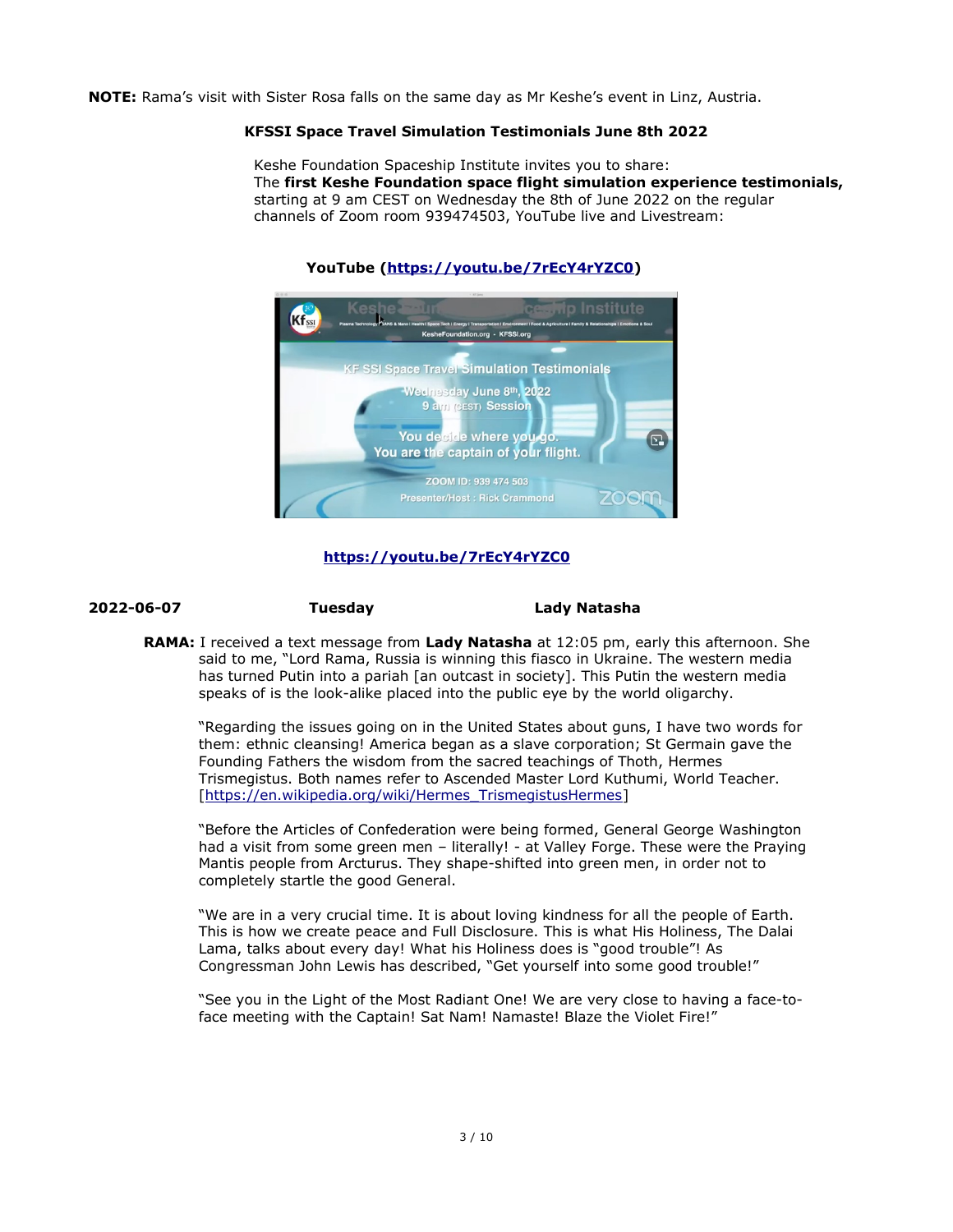**NOTE:** Rama's visit with Sister Rosa falls on the same day as Mr Keshe's event in Linz, Austria.

**KFSSI Space Travel Simulation Testimonials June 8th 2022**

Keshe Foundation Spaceship Institute invites you to share:
The **first Keshe Foundation space flight simulation experience testimonials,** starting at 9 am CEST on Wednesday the 8th of June 2022 on the regular channels of Zoom room 939474503, YouTube live and Livestream:

**YouTube ([https://youtu.be/7rEcY4rYZC0](https://youtu.be/7rEcY4rYZC0))**

[https://youtu.be/7rEcY4rYZC0](https://youtu.be/7rEcY4rYZC0)

**2022-06-07** **Tuesday** **Lady Natasha**

**RAMA:** I received a text message from **Lady Natasha** at 12:05 pm, early this afternoon. She said to me, "Lord Rama, Russia is winning this fiasco in Ukraine. The western media has turned Putin into a pariah [an outcast in society]. This Putin the western media speaks of is the look-alike placed into the public eye by the world oligarchy.

"Regarding the issues going on in the United States about guns, I have two words for them: ethnic cleansing! America began as a slave corporation; St Germain gave the Founding Fathers the wisdom from the sacred teachings of Thoth, Hermes Trismegistus. Both names refer to Ascended Master Lord Kuthumi, World Teacher. [[https://en.wikipedia.org/wiki/Hermes_TrismegistusHermes](https://en.wikipedia.org/wiki/Hermes_TrismegistusHermes)]

"Before the Articles of Confederation were being formed, General George Washington had a visit from some green men – literally! - at Valley Forge. These were the Praying Mantis people from Arcturus. They shape-shifted into green men, in order not to completely startle the good General.

"We are in a very crucial time. It is about loving kindness for all the people of Earth. This is how we create peace and Full Disclosure. This is what His Holiness, The Dalai Lama, talks about every day! What his Holiness does is "good trouble"! As Congressman John Lewis has described, "Get yourself into some good trouble!"

"See you in the Light of the Most Radiant One! We are very close to having a face-to-face meeting with the Captain! Sat Nam! Namaste! Blaze the Violet Fire!"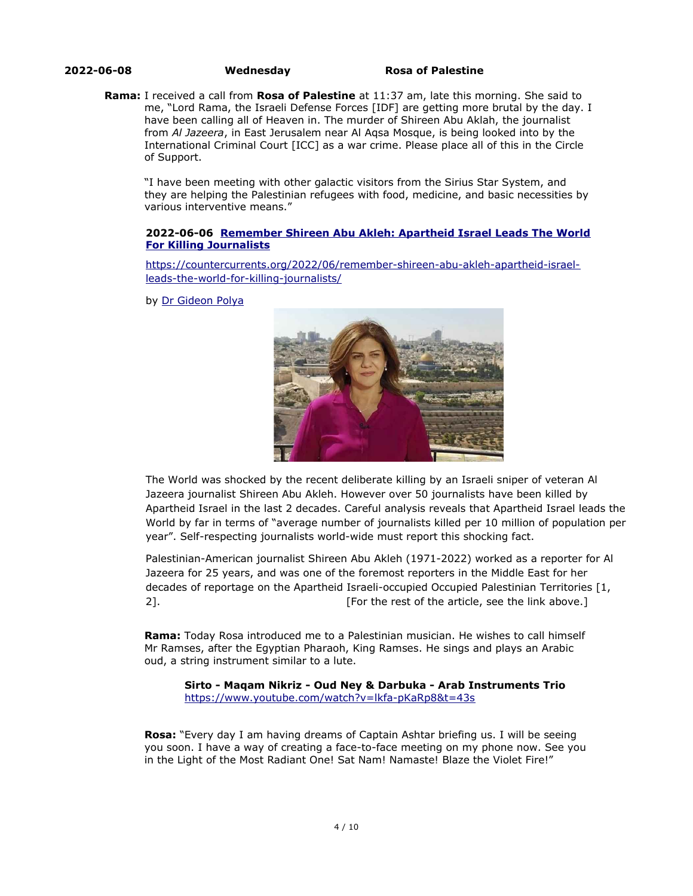**2022-06-08** **Wednesday** **Rosa of Palestine**

**Rama:** I received a call from **Rosa of Palestine** at 11:37 am, late this morning. She said to me, "Lord Rama, the Israeli Defense Forces [IDF] are getting more brutal by the day. I have been calling all of Heaven in. The murder of Shireen Abu Aklah, the journalist from *Al Jazeera*, in East Jerusalem near Al Aqsa Mosque, is being looked into by the International Criminal Court [ICC] as a war crime. Please place all of this in the Circle of Support.

"I have been meeting with other galactic visitors from the Sirius Star System, and they are helping the Palestinian refugees with food, medicine, and basic necessities by various interventive means."

**2022-06-06 [Remember Shireen Abu Akleh: Apartheid Israel Leads The World For Killing Journalists](https://countercurrents.org/2022/06/remember-shireen-abu-akleh-apartheid-israel-leads-the-world-for-killing-journalists/)**

https://countercurrents.org/2022/06/remember-shireen-abu-akleh-apartheid-israel-leads-the-world-for-killing-journalists/

by [Dr Gideon Polya]()

The World was shocked by the recent deliberate killing by an Israeli sniper of veteran Al Jazeera journalist Shireen Abu Akleh. However over 50 journalists have been killed by Apartheid Israel in the last 2 decades. Careful analysis reveals that Apartheid Israel leads the World by far in terms of "average number of journalists killed per 10 million of population per year". Self-respecting journalists world-wide must report this shocking fact.

Palestinian-American journalist Shireen Abu Akleh (1971-2022) worked as a reporter for Al Jazeera for 25 years, and was one of the foremost reporters in the Middle East for her decades of reportage on the Apartheid Israeli-occupied Occupied Palestinian Territories [1, 2]. [For the rest of the article, see the link above.]

**Rama:** Today Rosa introduced me to a Palestinian musician. He wishes to call himself Mr Ramses, after the Egyptian Pharaoh, King Ramses. He sings and plays an Arabic oud, a string instrument similar to a lute.

**Sirto - Maqam Nikriz - Oud Ney & Darbuka - Arab Instruments Trio**
https://www.youtube.com/watch?v=lkfa-pKaRp8&t=43s

**Rosa:** "Every day I am having dreams of Captain Ashtar briefing us. I will be seeing you soon. I have a way of creating a face-to-face meeting on my phone now. See you in the Light of the Most Radiant One! Sat Nam! Namaste! Blaze the Violet Fire!"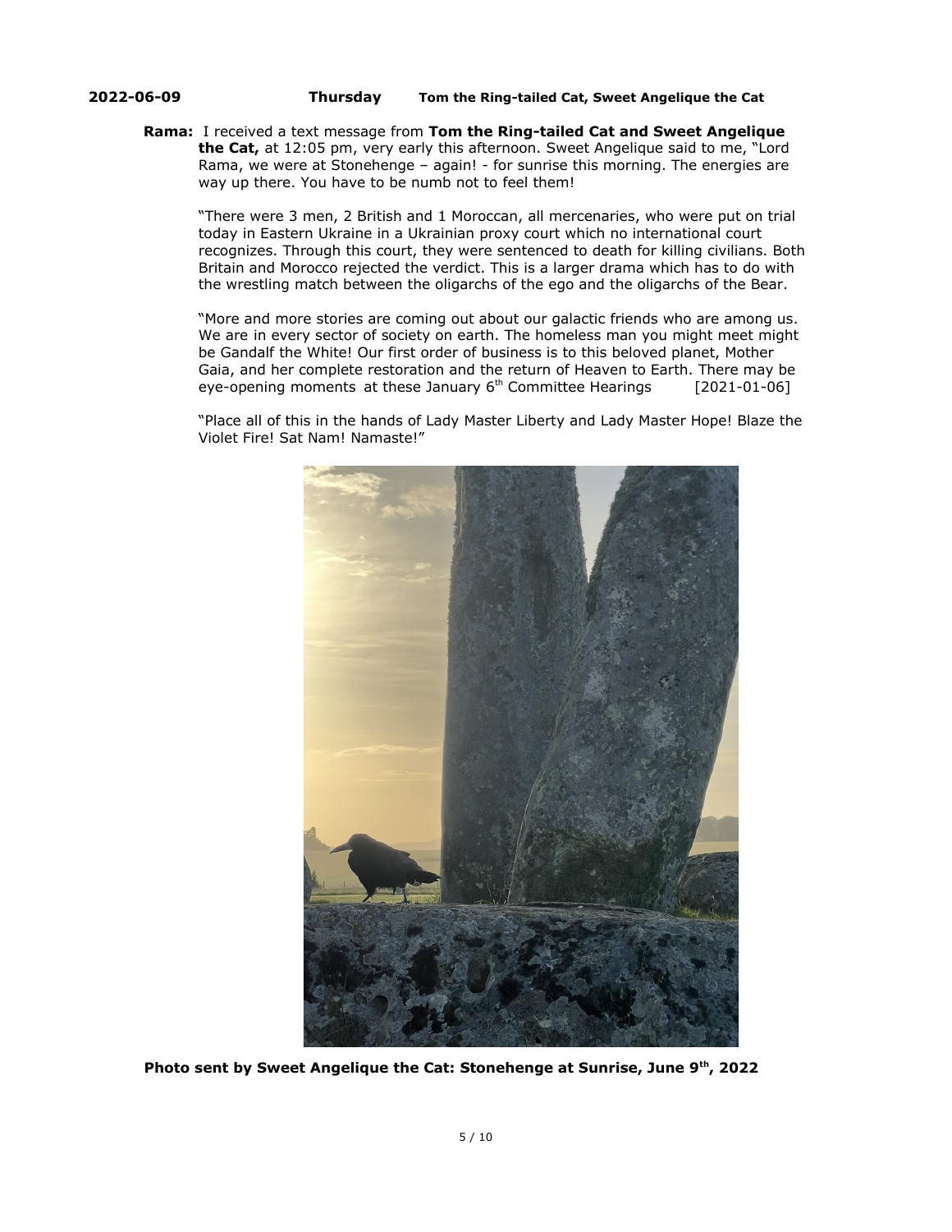**2022-06-09 Thursday Tom the Ring-tailed Cat, Sweet Angelique the Cat**

**Rama:** I received a text message from **Tom the Ring-tailed Cat and Sweet Angelique the Cat,** at 12:05 pm, very early this afternoon. Sweet Angelique said to me, "Lord Rama, we were at Stonehenge – again! - for sunrise this morning. The energies are way up there. You have to be numb not to feel them!

"There were 3 men, 2 British and 1 Moroccan, all mercenaries, who were put on trial today in Eastern Ukraine in a Ukrainian proxy court which no international court recognizes. Through this court, they were sentenced to death for killing civilians. Both Britain and Morocco rejected the verdict. This is a larger drama which has to do with the wrestling match between the oligarchs of the ego and the oligarchs of the Bear.

"More and more stories are coming out about our galactic friends who are among us. We are in every sector of society on earth. The homeless man you might meet might be Gandalf the White! Our first order of business is to this beloved planet, Mother Gaia, and her complete restoration and the return of Heaven to Earth. There may be eye-opening moments at these January 6th Committee Hearings [2021-01-06]

"Place all of this in the hands of Lady Master Liberty and Lady Master Hope! Blaze the Violet Fire! Sat Nam! Namaste!"

**Photo sent by Sweet Angelique the Cat: Stonehenge at Sunrise, June 9th, 2022**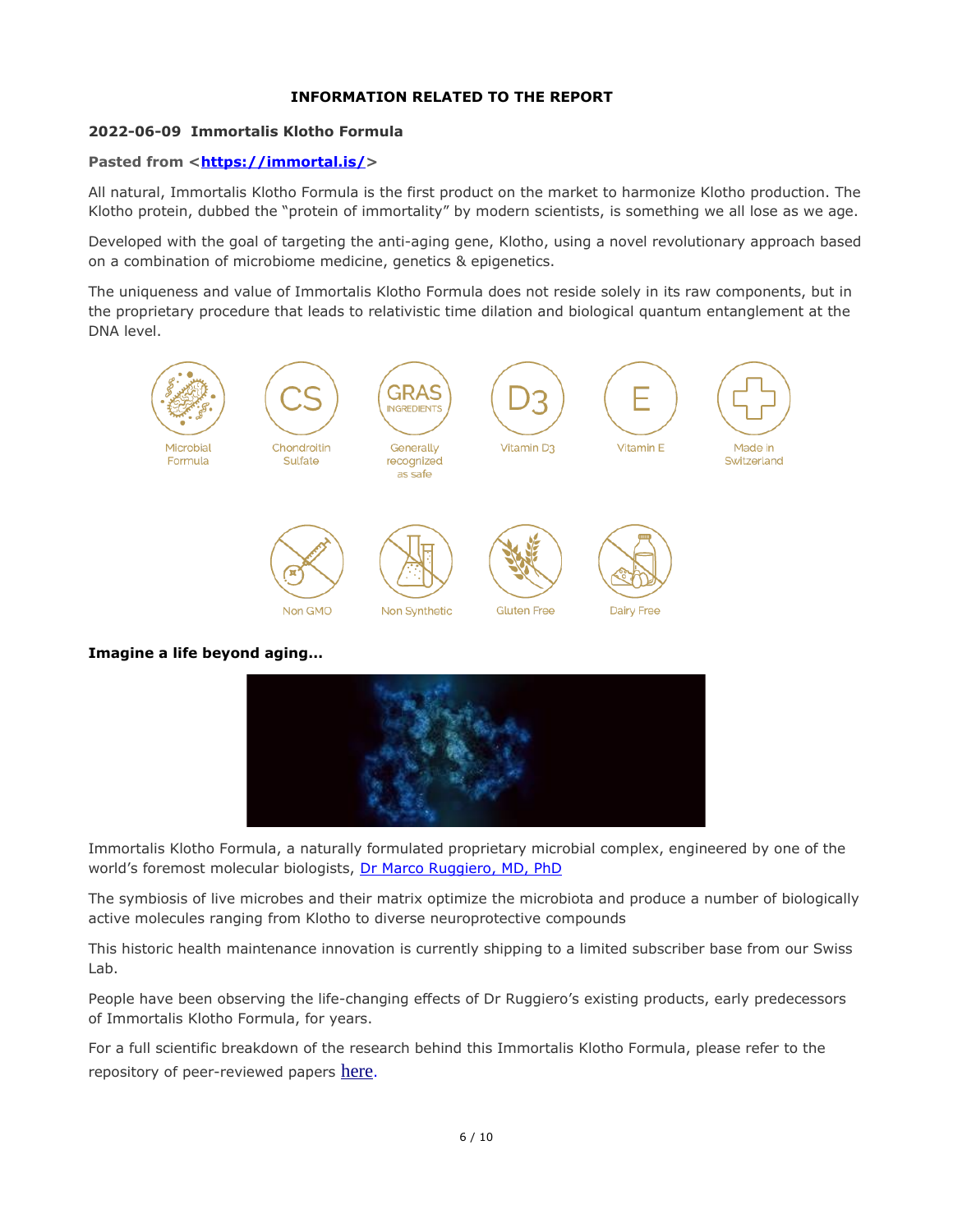**INFORMATION RELATED TO THE REPORT**

**2022-06-09 Immortalis Klotho Formula**

**Pasted from <https://immortal.is/>**

All natural, Immortalis Klotho Formula is the first product on the market to harmonize Klotho production. The Klotho protein, dubbed the "protein of immortality" by modern scientists, is something we all lose as we age.

Developed with the goal of targeting the anti-aging gene, Klotho, using a novel revolutionary approach based on a combination of microbiome medicine, genetics & epigenetics.

The uniqueness and value of Immortalis Klotho Formula does not reside solely in its raw components, but in the proprietary procedure that leads to relativistic time dilation and biological quantum entanglement at the DNA level.

Microbial Formula | Chondroitin Sulfate | Generally recognized as safe | Vitamin D3 | Vitamin E | Made in Switzerland

Non GMO | Non Synthetic | Gluten Free | Dairy Free

**Imagine a life beyond aging…**

Immortalis Klotho Formula, a naturally formulated proprietary microbial complex, engineered by one of the world's foremost molecular biologists, Dr Marco Ruggiero, MD, PhD

The symbiosis of live microbes and their matrix optimize the microbiota and produce a number of biologically active molecules ranging from Klotho to diverse neuroprotective compounds

This historic health maintenance innovation is currently shipping to a limited subscriber base from our Swiss Lab.

People have been observing the life-changing effects of Dr Ruggiero's existing products, early predecessors of Immortalis Klotho Formula, for years.

For a full scientific breakdown of the research behind this Immortalis Klotho Formula, please refer to the repository of peer-reviewed papers here.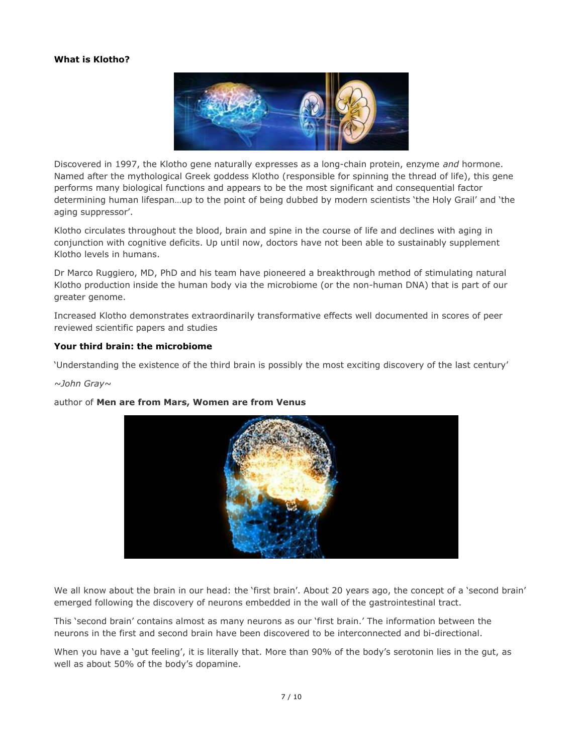**What is Klotho?**

Discovered in 1997, the Klotho gene naturally expresses as a long-chain protein, enzyme *and* hormone. Named after the mythological Greek goddess Klotho (responsible for spinning the thread of life), this gene performs many biological functions and appears to be the most significant and consequential factor determining human lifespan…up to the point of being dubbed by modern scientists 'the Holy Grail' and 'the aging suppressor'.

Klotho circulates throughout the blood, brain and spine in the course of life and declines with aging in conjunction with cognitive deficits. Up until now, doctors have not been able to sustainably supplement Klotho levels in humans.

Dr Marco Ruggiero, MD, PhD and his team have pioneered a breakthrough method of stimulating natural Klotho production inside the human body via the microbiome (or the non-human DNA) that is part of our greater genome.

Increased Klotho demonstrates extraordinarily transformative effects well documented in scores of peer reviewed scientific papers and studies

**Your third brain: the microbiome**

'Understanding the existence of the third brain is possibly the most exciting discovery of the last century'

*~John Gray~*

author of **Men are from Mars, Women are from Venus**

We all know about the brain in our head: the 'first brain'. About 20 years ago, the concept of a 'second brain' emerged following the discovery of neurons embedded in the wall of the gastrointestinal tract.

This 'second brain' contains almost as many neurons as our 'first brain.' The information between the neurons in the first and second brain have been discovered to be interconnected and bi-directional.

When you have a 'gut feeling', it is literally that. More than 90% of the body's serotonin lies in the gut, as well as about 50% of the body's dopamine.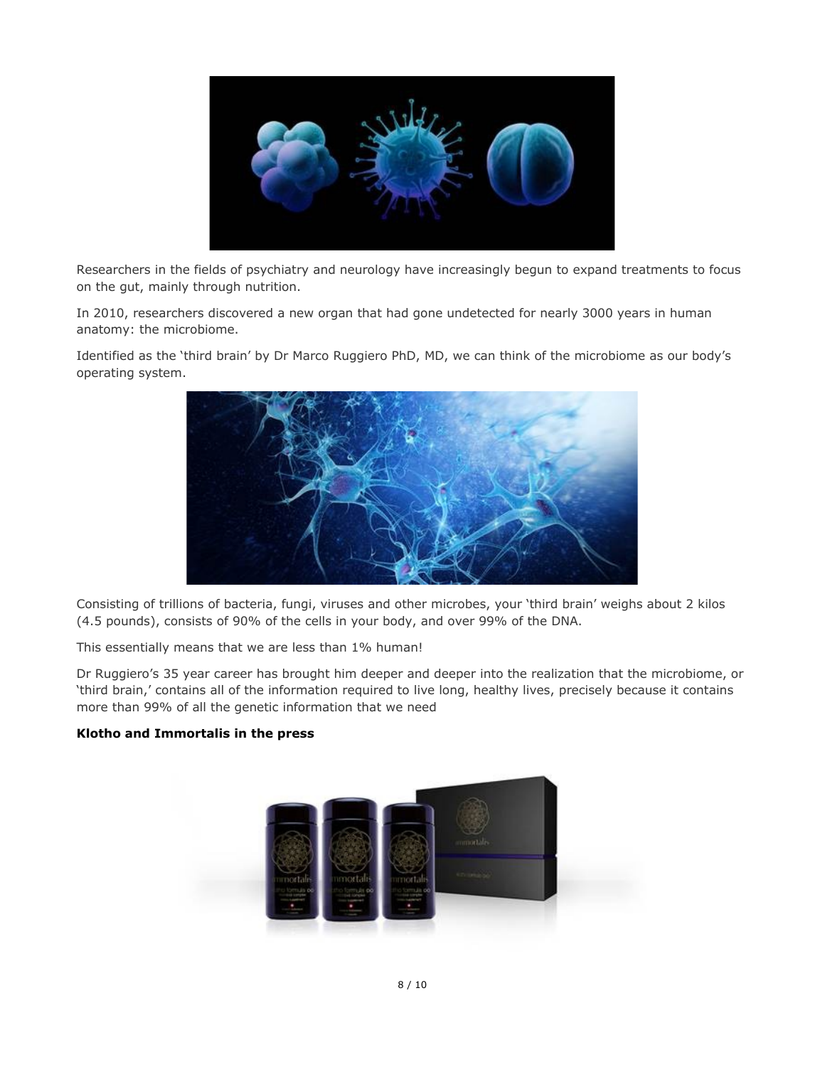Researchers in the fields of psychiatry and neurology have increasingly begun to expand treatments to focus on the gut, mainly through nutrition.

In 2010, researchers discovered a new organ that had gone undetected for nearly 3000 years in human anatomy: the microbiome.

Identified as the 'third brain' by Dr Marco Ruggiero PhD, MD, we can think of the microbiome as our body's operating system.

Consisting of trillions of bacteria, fungi, viruses and other microbes, your 'third brain' weighs about 2 kilos (4.5 pounds), consists of 90% of the cells in your body, and over 99% of the DNA.

This essentially means that we are less than 1% human!

Dr Ruggiero's 35 year career has brought him deeper and deeper into the realization that the microbiome, or 'third brain,' contains all of the information required to live long, healthy lives, precisely because it contains more than 99% of all the genetic information that we need

**Klotho and Immortalis in the press**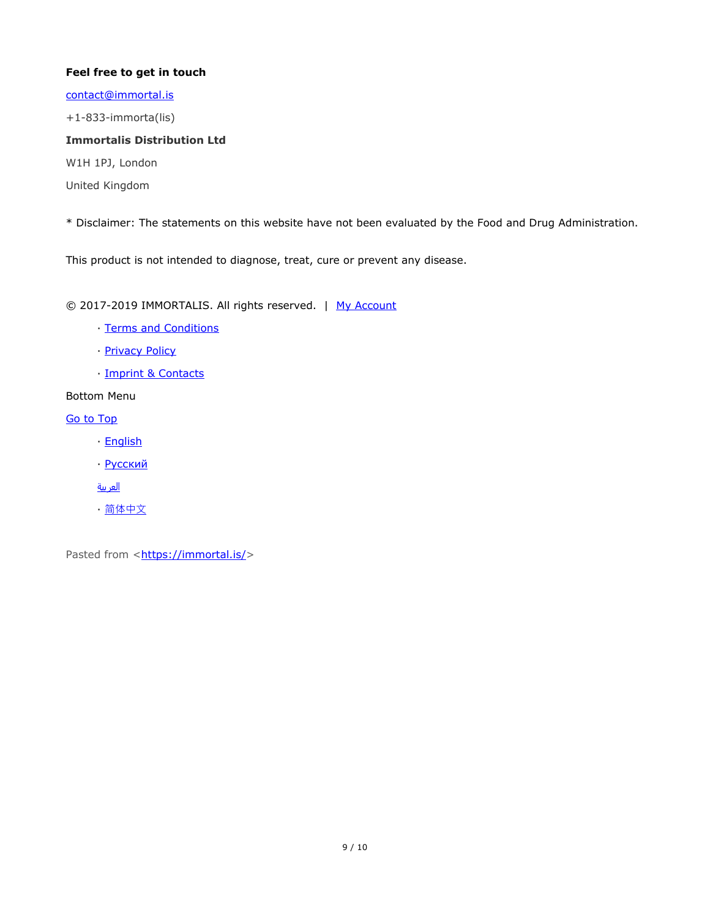**Feel free to get in touch**

contact@immortal.is

+1-833-immorta(lis)

**Immortalis Distribution Ltd**

W1H 1PJ, London

United Kingdom

* Disclaimer: The statements on this website have not been evaluated by the Food and Drug Administration.

This product is not intended to diagnose, treat, cure or prevent any disease.

© 2017-2019 IMMORTALIS. All rights reserved. | My Account

- Terms and Conditions
- Privacy Policy
- Imprint & Contacts

Bottom Menu

Go to Top

- English
- Русский
- العربية
- 简体中文

Pasted from <https://immortal.is/>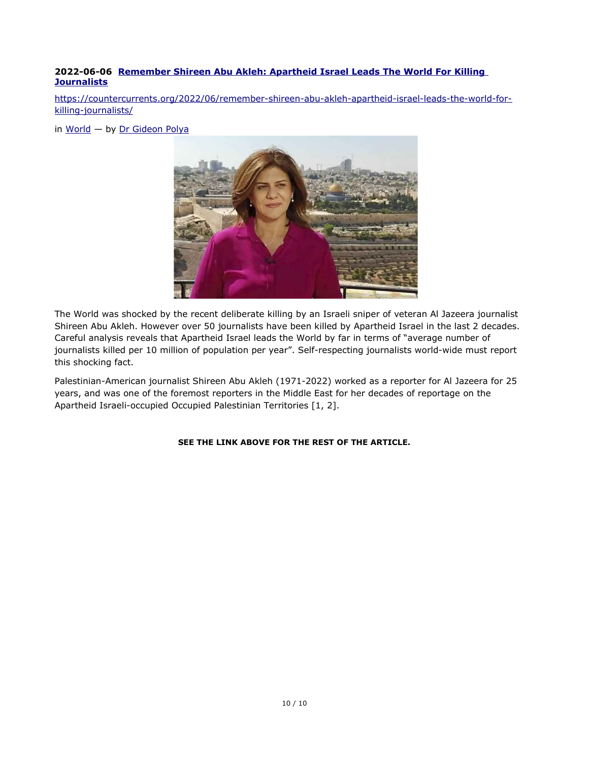**2022-06-06 [Remember Shireen Abu Akleh: Apartheid Israel Leads The World For Killing Journalists](https://countercurrents.org/2022/06/remember-shireen-abu-akleh-apartheid-israel-leads-the-world-for-killing-journalists/)**

[https://countercurrents.org/2022/06/remember-shireen-abu-akleh-apartheid-israel-leads-the-world-for-killing-journalists/](https://countercurrents.org/2022/06/remember-shireen-abu-akleh-apartheid-israel-leads-the-world-for-killing-journalists/)

in [World](#) — by [Dr Gideon Polya](#)

The World was shocked by the recent deliberate killing by an Israeli sniper of veteran Al Jazeera journalist Shireen Abu Akleh. However over 50 journalists have been killed by Apartheid Israel in the last 2 decades. Careful analysis reveals that Apartheid Israel leads the World by far in terms of "average number of journalists killed per 10 million of population per year". Self-respecting journalists world-wide must report this shocking fact.

Palestinian-American journalist Shireen Abu Akleh (1971-2022) worked as a reporter for Al Jazeera for 25 years, and was one of the foremost reporters in the Middle East for her decades of reportage on the Apartheid Israeli-occupied Occupied Palestinian Territories [1, 2].

**SEE THE LINK ABOVE FOR THE REST OF THE ARTICLE.**